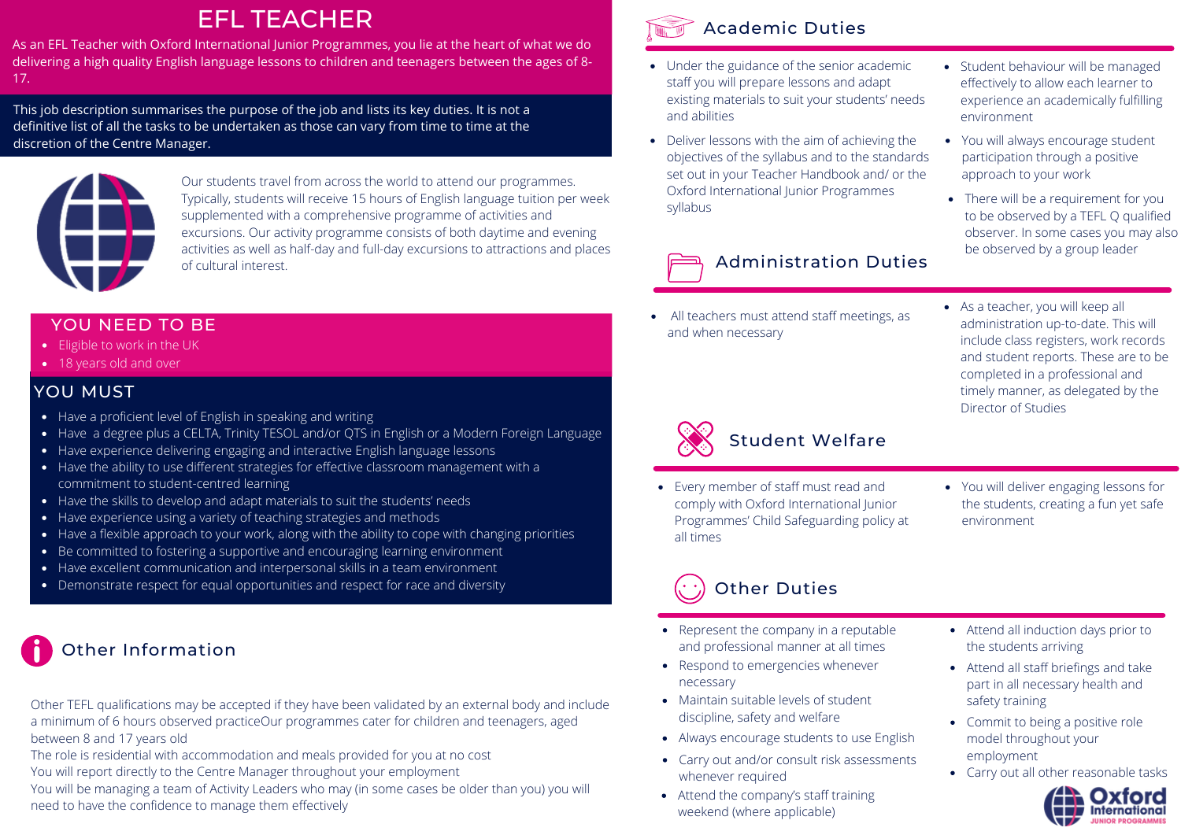# EFL TEACHER

As an EFL Teacher with Oxford International Junior Programmes, you lie at the heart of what we do delivering a high quality English language lessons to children and teenagers between the ages of 8-17.

This job description summarises the purpose of the job and lists its key duties. It is not a definitive list of all the tasks to be undertaken as those can vary from time to time at the discretion of the Centre Manager.

Our students travel from across the world to attend our programmes. Typically, students will receive 15 hours of English language tuition per week supplemented with a comprehensive programme of activities and excursions. Our activity programme consists of both daytime and evening activities as well as half-day and full-day excursions to attractions and places of cultural interest.

## YOU NEED TO BE

- Eligible to work in the UK
- 18 years old and over

## YOU MUST

- Have a proficient level of English in speaking and writing
- Have a degree plus a CELTA, Trinity TESOL and/or QTS in English or a Modern Foreign Language
- Have experience delivering engaging and interactive English language lessons
- Have the ability to use different strategies for effective classroom management with a commitment to student-centred learning
- Have the skills to develop and adapt materials to suit the students' needs
- Have experience using a variety of teaching strategies and methods
- Have a flexible approach to your work, along with the ability to cope with changing priorities
- Be committed to fostering a supportive and encouraging learning environment
- Have excellent communication and interpersonal skills in a team environment
- Demonstrate respect for equal opportunities and respect for race and diversity

## Other Information

Other TEFL qualifications may be accepted if they have been validated by an external body and include a minimum of 6 hours observed practiceOur programmes cater for children and teenagers, aged between 8 and 17 years old

The role is residential with accommodation and meals provided for you at no cost

You will report directly to the Centre Manager throughout your employment

You will be managing a team of Activity Leaders who may (in some cases be older than you) you will need to have the confidence to manage them effectively

## Academic Duties

- Under the guidance of the senior academic staff you will prepare lessons and adapt existing materials to suit your students' needs and abilities
- Deliver lessons with the aim of achieving the objectives of the syllabus and to the standards set out in your Teacher Handbook and/ or the Oxford International Junior Programmes syllabus
- Student behaviour will be managed effectively to allow each learner to experience an academically fulfilling environment
- You will always encourage student participation through a positive approach to your work
- There will be a requirement for you to be observed by a TEFL Q qualified observer. In some cases you may also be observed by a group leader

## Administration Duties

- All teachers must attend staff meetings, as and when necessary
- As a teacher, you will keep all administration up-to-date. This will include class registers, work records and student reports. These are to be completed in a professional and timely manner, as delegated by the Director of Studies

## Student Welfare

- Every member of staff must read and comply with Oxford International Junior Programmes' Child Safeguarding policy at all times
- You will deliver engaging lessons for the students, creating a fun yet safe environment

## Other Duties

- Represent the company in a reputable and professional manner at all times
- Respond to emergencies whenever necessary
- Maintain suitable levels of student discipline, safety and welfare
- Always encourage students to use English
- Carry out and/or consult risk assessments whenever required
- Attend the company's staff training weekend (where applicable)
- Attend all induction days prior to the students arriving
- Attend all staff briefings and take part in all necessary health and safety training
- Commit to being a positive role model throughout your employment
- Carry out all other reasonable tasks

Oxford International JUNIOR PROGRAMMES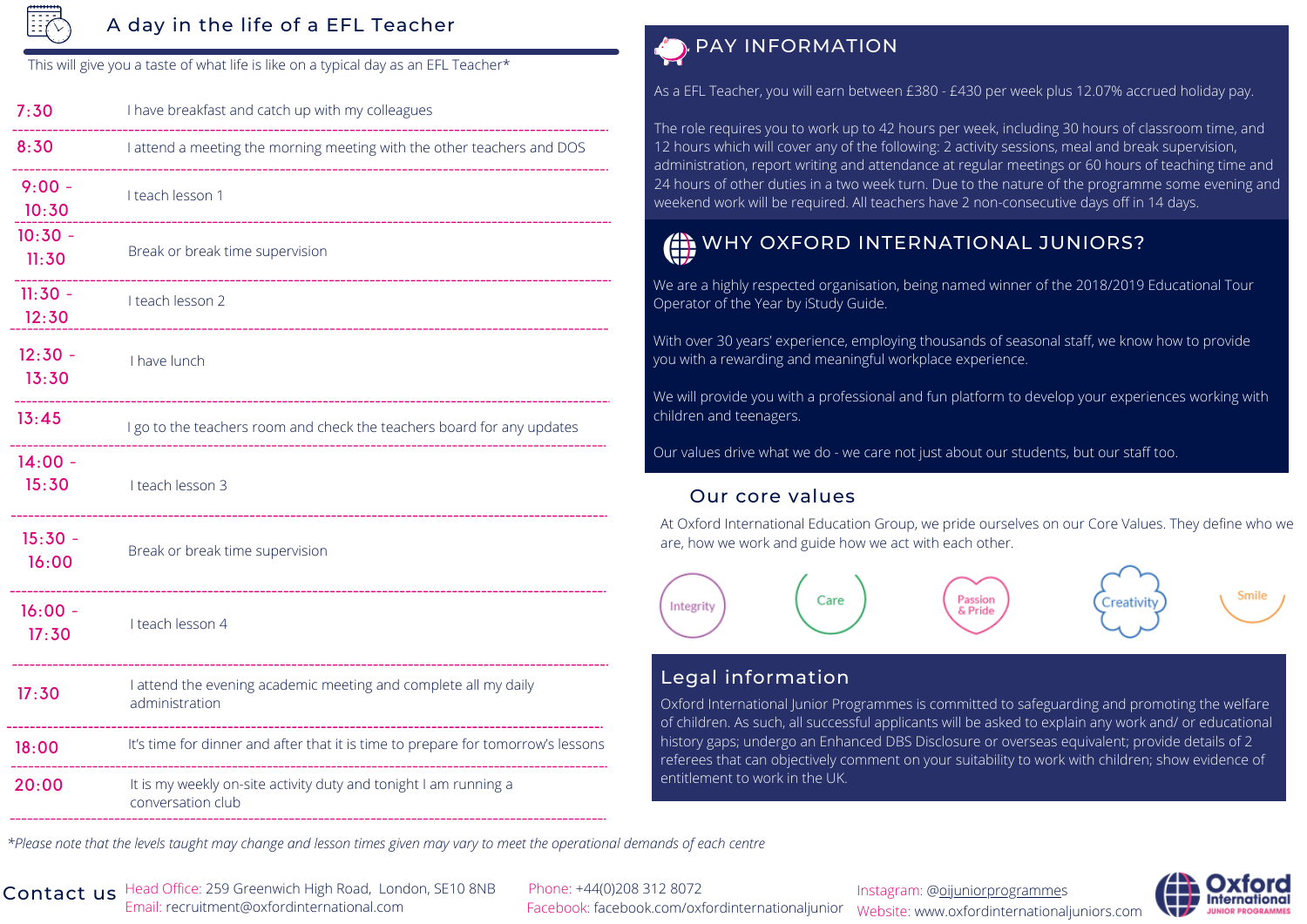# A day in the life of a EFL Teacher

This will give you a taste of what life is like on a typical day as an EFL Teacher*

| | |
|---|---|
| 7:30 | I have breakfast and catch up with my colleagues |
| 8:30 | I attend a meeting the morning meeting with the other teachers and DOS |
| 9:00 - 10:30 | I teach lesson 1 |
| 10:30 - 11:30 | Break or break time supervision |
| 11:30 - 12:30 | I teach lesson 2 |
| 12:30 - 13:30 | I have lunch |
| 13:45 | I go to the teachers room and check the teachers board for any updates |
| 14:00 - 15:30 | I teach lesson 3 |
| 15:30 - 16:00 | Break or break time supervision |
| 16:00 - 17:30 | I teach lesson 4 |
| 17:30 | I attend the evening academic meeting and complete all my daily administration |
| 18:00 | It's time for dinner and after that it is time to prepare for tomorrow's lessons |
| 20:00 | It is my weekly on-site activity duty and tonight I am running a conversation club |

*Please note that the levels taught may change and lesson times given may vary to meet the operational demands of each centre*

## PAY INFORMATION

As a EFL Teacher, you will earn between £380 - £430 per week plus 12.07% accrued holiday pay.

The role requires you to work up to 42 hours per week, including 30 hours of classroom time, and 12 hours which will cover any of the following: 2 activity sessions, meal and break supervision, administration, report writing and attendance at regular meetings or 60 hours of teaching time and 24 hours of other duties in a two week turn. Due to the nature of the programme some evening and weekend work will be required. All teachers have 2 non-consecutive days off in 14 days.

## WHY OXFORD INTERNATIONAL JUNIORS?

We are a highly respected organisation, being named winner of the 2018/2019 Educational Tour Operator of the Year by iStudy Guide.

With over 30 years' experience, employing thousands of seasonal staff, we know how to provide you with a rewarding and meaningful workplace experience.

We will provide you with a professional and fun platform to develop your experiences working with children and teenagers.

Our values drive what we do - we care not just about our students, but our staff too.

## Our core values

At Oxford International Education Group, we pride ourselves on our Core Values. They define who we are, how we work and guide how we act with each other.

Integrity · Care · Passion & Pride · Creativity · Smile

## Legal information

Oxford International Junior Programmes is committed to safeguarding and promoting the welfare of children. As such, all successful applicants will be asked to explain any work and/ or educational history gaps; undergo an Enhanced DBS Disclosure or overseas equivalent; provide details of 2 referees that can objectively comment on your suitability to work with children; show evidence of entitlement to work in the UK.

## Contact us

Head Office: 259 Greenwich High Road, London, SE10 8NB
Email: recruitment@oxfordinternational.com

Phone: +44(0)208 312 8072
Facebook: facebook.com/oxfordinternationaljunior

Instagram: @oijuniorprogrammes
Website: www.oxfordinternationaljuniors.com

Oxford International JUNIOR PROGRAMMES